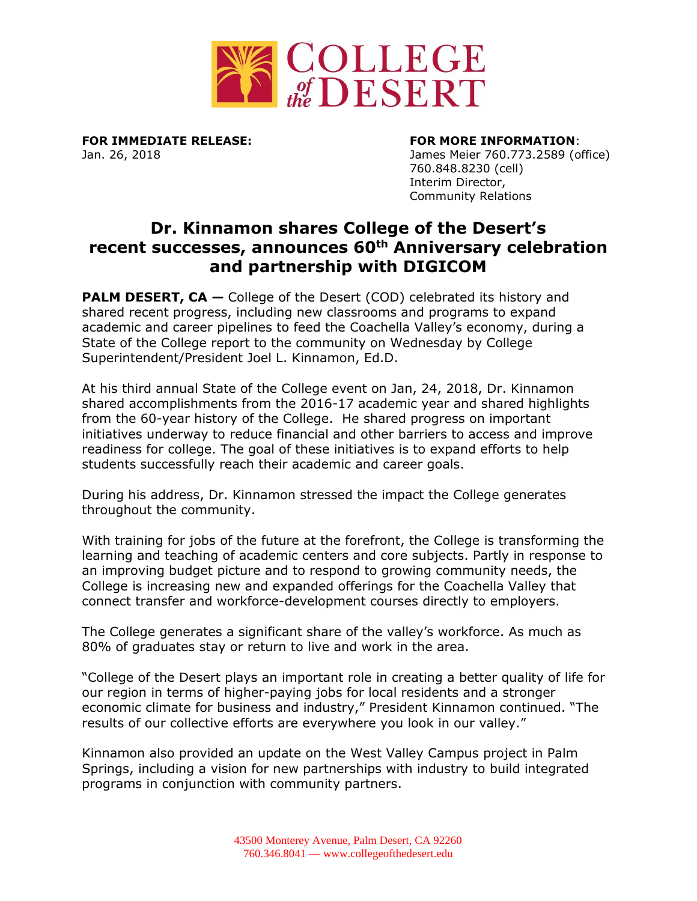**COLLEGE of the DESERT**

**FOR IMMEDIATE RELEASE:**
Jan. 26, 2018

**FOR MORE INFORMATION**:
James Meier 760.773.2589 (office)
760.848.8230 (cell)
Interim Director,
Community Relations

# Dr. Kinnamon shares College of the Desert's recent successes, announces 60th Anniversary celebration and partnership with DIGICOM

**PALM DESERT, CA —** College of the Desert (COD) celebrated its history and shared recent progress, including new classrooms and programs to expand academic and career pipelines to feed the Coachella Valley's economy, during a State of the College report to the community on Wednesday by College Superintendent/President Joel L. Kinnamon, Ed.D.

At his third annual State of the College event on Jan, 24, 2018, Dr. Kinnamon shared accomplishments from the 2016-17 academic year and shared highlights from the 60-year history of the College. He shared progress on important initiatives underway to reduce financial and other barriers to access and improve readiness for college. The goal of these initiatives is to expand efforts to help students successfully reach their academic and career goals.

During his address, Dr. Kinnamon stressed the impact the College generates throughout the community.

With training for jobs of the future at the forefront, the College is transforming the learning and teaching of academic centers and core subjects. Partly in response to an improving budget picture and to respond to growing community needs, the College is increasing new and expanded offerings for the Coachella Valley that connect transfer and workforce-development courses directly to employers.

The College generates a significant share of the valley's workforce. As much as 80% of graduates stay or return to live and work in the area.

"College of the Desert plays an important role in creating a better quality of life for our region in terms of higher-paying jobs for local residents and a stronger economic climate for business and industry," President Kinnamon continued. "The results of our collective efforts are everywhere you look in our valley."

Kinnamon also provided an update on the West Valley Campus project in Palm Springs, including a vision for new partnerships with industry to build integrated programs in conjunction with community partners.

43500 Monterey Avenue, Palm Desert, CA 92260
760.346.8041 — www.collegeofthedesert.edu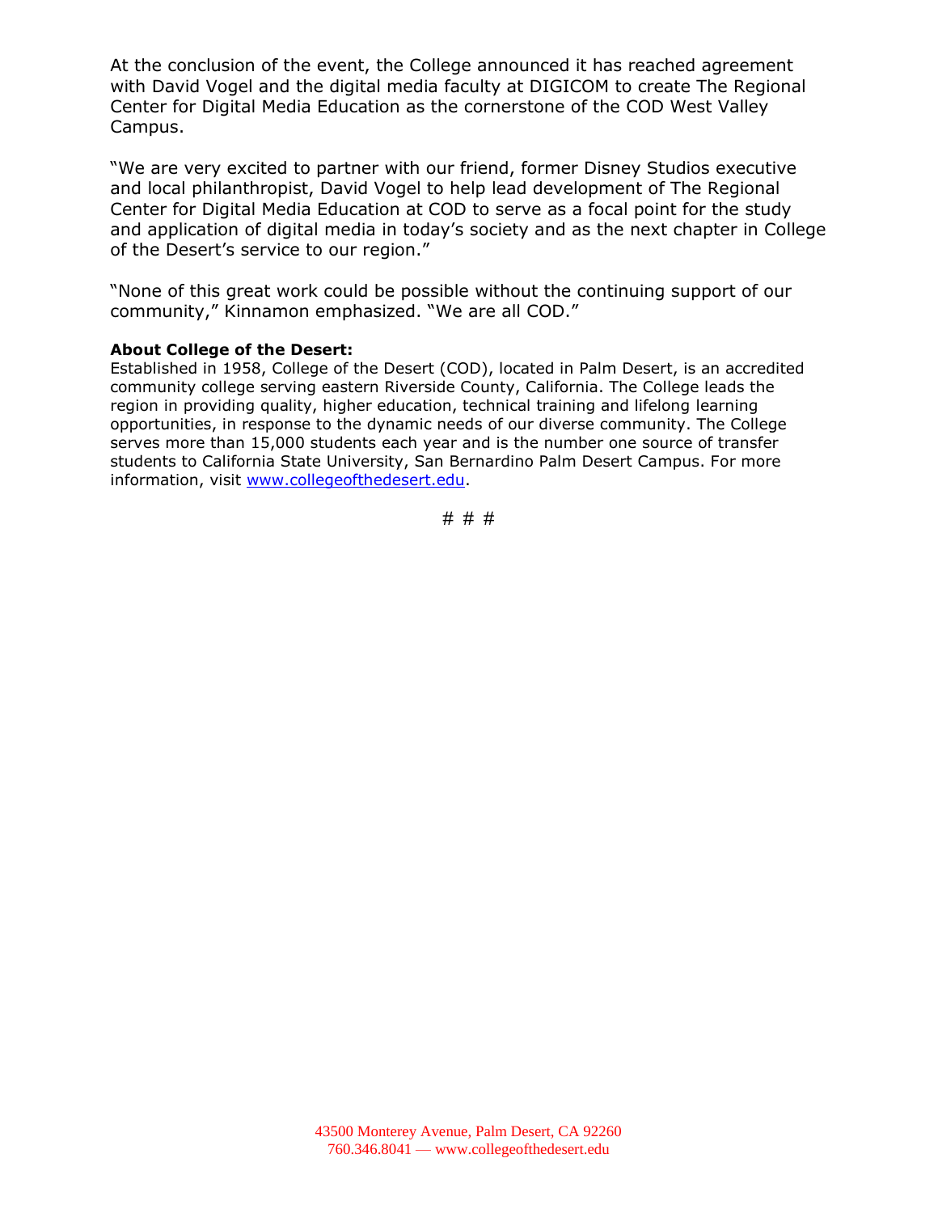At the conclusion of the event, the College announced it has reached agreement with David Vogel and the digital media faculty at DIGICOM to create The Regional Center for Digital Media Education as the cornerstone of the COD West Valley Campus.

"We are very excited to partner with our friend, former Disney Studios executive and local philanthropist, David Vogel to help lead development of The Regional Center for Digital Media Education at COD to serve as a focal point for the study and application of digital media in today's society and as the next chapter in College of the Desert's service to our region."

"None of this great work could be possible without the continuing support of our community," Kinnamon emphasized. "We are all COD."

**About College of the Desert:**
Established in 1958, College of the Desert (COD), located in Palm Desert, is an accredited community college serving eastern Riverside County, California. The College leads the region in providing quality, higher education, technical training and lifelong learning opportunities, in response to the dynamic needs of our diverse community. The College serves more than 15,000 students each year and is the number one source of transfer students to California State University, San Bernardino Palm Desert Campus. For more information, visit www.collegeofthedesert.edu.

# # #

43500 Monterey Avenue, Palm Desert, CA 92260
760.346.8041 — www.collegeofthedesert.edu